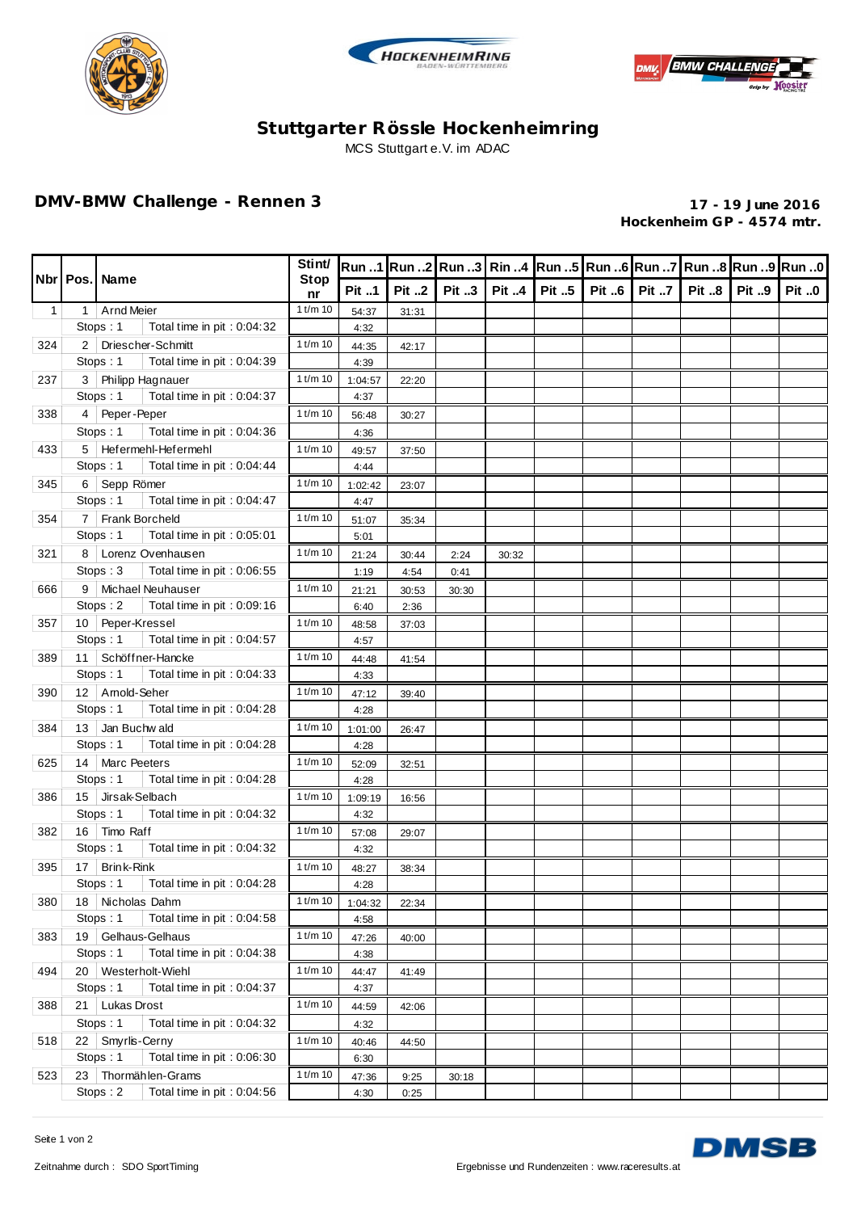# Stuttgarter Rössle Hockenheimring

MCS Stuttgart e.V. im ADAC

## DMV-BMW Challenge - Rennen 3

**17 - 19 June 2016**
**Hockenheim GP - 4574 mtr.**

| Nbr | Pos. | Name | Stint/ Stop nr | Run ..1 | Run ..2 | Run ..3 | Rin ..4 | Run ..5 | Run ..6 | Run ..7 | Run ..8 | Run ..9 | Run ..0 |
|---|---|---|---|---|---|---|---|---|---|---|---|---|---|
| | | | | Pit ..1 | Pit ..2 | Pit ..3 | Pit ..4 | Pit ..5 | Pit ..6 | Pit ..7 | Pit ..8 | Pit ..9 | Pit ..0 |
| 1 | 1 | Arnd Meier | 1 t/m 10 | 54:37 | 31:31 | | | | | | | | |
| | Stops : 1 | Total time in pit : 0:04:32 | | 4:32 | | | | | | | | | |
| 324 | 2 | Driescher-Schmitt | 1 t/m 10 | 44:35 | 42:17 | | | | | | | | |
| | Stops : 1 | Total time in pit : 0:04:39 | | 4:39 | | | | | | | | | |
| 237 | 3 | Philipp Hagnauer | 1 t/m 10 | 1:04:57 | 22:20 | | | | | | | | |
| | Stops : 1 | Total time in pit : 0:04:37 | | 4:37 | | | | | | | | | |
| 338 | 4 | Peper-Peper | 1 t/m 10 | 56:48 | 30:27 | | | | | | | | |
| | Stops : 1 | Total time in pit : 0:04:36 | | 4:36 | | | | | | | | | |
| 433 | 5 | Hefermehl-Hefermehl | 1 t/m 10 | 49:57 | 37:50 | | | | | | | | |
| | Stops : 1 | Total time in pit : 0:04:44 | | 4:44 | | | | | | | | | |
| 345 | 6 | Sepp Römer | 1 t/m 10 | 1:02:42 | 23:07 | | | | | | | | |
| | Stops : 1 | Total time in pit : 0:04:47 | | 4:47 | | | | | | | | | |
| 354 | 7 | Frank Borcheld | 1 t/m 10 | 51:07 | 35:34 | | | | | | | | |
| | Stops : 1 | Total time in pit : 0:05:01 | | 5:01 | | | | | | | | | |
| 321 | 8 | Lorenz Ovenhausen | 1 t/m 10 | 21:24 | 30:44 | 2:24 | 30:32 | | | | | | |
| | Stops : 3 | Total time in pit : 0:06:55 | | 1:19 | 4:54 | 0:41 | | | | | | | |
| 666 | 9 | Michael Neuhauser | 1 t/m 10 | 21:21 | 30:53 | 30:30 | | | | | | | |
| | Stops : 2 | Total time in pit : 0:09:16 | | 6:40 | 2:36 | | | | | | | | |
| 357 | 10 | Peper-Kressel | 1 t/m 10 | 48:58 | 37:03 | | | | | | | | |
| | Stops : 1 | Total time in pit : 0:04:57 | | 4:57 | | | | | | | | | |
| 389 | 11 | Schöffner-Hancke | 1 t/m 10 | 44:48 | 41:54 | | | | | | | | |
| | Stops : 1 | Total time in pit : 0:04:33 | | 4:33 | | | | | | | | | |
| 390 | 12 | Arnold-Seher | 1 t/m 10 | 47:12 | 39:40 | | | | | | | | |
| | Stops : 1 | Total time in pit : 0:04:28 | | 4:28 | | | | | | | | | |
| 384 | 13 | Jan Buchwald | 1 t/m 10 | 1:01:00 | 26:47 | | | | | | | | |
| | Stops : 1 | Total time in pit : 0:04:28 | | 4:28 | | | | | | | | | |
| 625 | 14 | Marc Peeters | 1 t/m 10 | 52:09 | 32:51 | | | | | | | | |
| | Stops : 1 | Total time in pit : 0:04:28 | | 4:28 | | | | | | | | | |
| 386 | 15 | Jirsak-Selbach | 1 t/m 10 | 1:09:19 | 16:56 | | | | | | | | |
| | Stops : 1 | Total time in pit : 0:04:32 | | 4:32 | | | | | | | | | |
| 382 | 16 | Timo Raff | 1 t/m 10 | 57:08 | 29:07 | | | | | | | | |
| | Stops : 1 | Total time in pit : 0:04:32 | | 4:32 | | | | | | | | | |
| 395 | 17 | Brink-Rink | 1 t/m 10 | 48:27 | 38:34 | | | | | | | | |
| | Stops : 1 | Total time in pit : 0:04:28 | | 4:28 | | | | | | | | | |
| 380 | 18 | Nicholas Dahm | 1 t/m 10 | 1:04:32 | 22:34 | | | | | | | | |
| | Stops : 1 | Total time in pit : 0:04:58 | | 4:58 | | | | | | | | | |
| 383 | 19 | Gelhaus-Gelhaus | 1 t/m 10 | 47:26 | 40:00 | | | | | | | | |
| | Stops : 1 | Total time in pit : 0:04:38 | | 4:38 | | | | | | | | | |
| 494 | 20 | Westerholt-Wiehl | 1 t/m 10 | 44:47 | 41:49 | | | | | | | | |
| | Stops : 1 | Total time in pit : 0:04:37 | | 4:37 | | | | | | | | | |
| 388 | 21 | Lukas Drost | 1 t/m 10 | 44:59 | 42:06 | | | | | | | | |
| | Stops : 1 | Total time in pit : 0:04:32 | | 4:32 | | | | | | | | | |
| 518 | 22 | Smyrlis-Cerny | 1 t/m 10 | 40:46 | 44:50 | | | | | | | | |
| | Stops : 1 | Total time in pit : 0:06:30 | | 6:30 | | | | | | | | | |
| 523 | 23 | Thormählen-Grams | 1 t/m 10 | 47:36 | 9:25 | 30:18 | | | | | | | |
| | Stops : 2 | Total time in pit : 0:04:56 | | 4:30 | 0:25 | | | | | | | | |

Zeitnahme durch : SDO SportTiming

Ergebnisse und Rundenzeiten : www.raceresults.at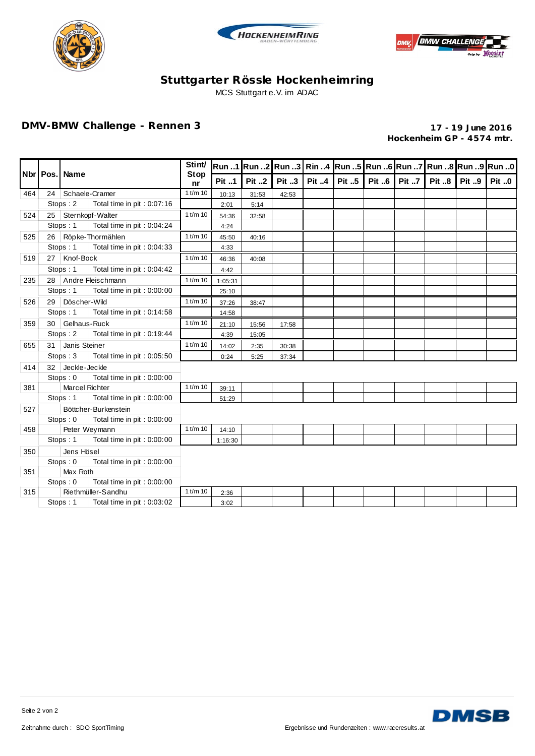# Stuttgarter Rössle Hockenheimring

MCS Stuttgart e.V. im ADAC

## DMV-BMW Challenge - Rennen 3

**17 - 19 June 2016**
**Hockenheim GP - 4574 mtr.**

| Nbr | Pos. | Name | | Stint/ Stop nr | Run ..1 | Run ..2 | Run ..3 | Rin ..4 | Run ..5 | Run ..6 | Run ..7 | Run ..8 | Run ..9 | Run ..0 |
|---|---|---|---|---|---|---|---|---|---|---|---|---|---|---|
| | | | | | Pit ..1 | Pit ..2 | Pit ..3 | Pit ..4 | Pit ..5 | Pit ..6 | Pit ..7 | Pit ..8 | Pit ..9 | Pit ..0 |
| 464 | 24 | Schaele-Cramer | | 1 t/m 10 | 10:13 | 31:53 | 42:53 | | | | | | | |
| | Stops : 2 | | Total time in pit : 0:07:16 | | 2:01 | 5:14 | | | | | | | | |
| 524 | 25 | Sternkopf-Walter | | 1 t/m 10 | 54:36 | 32:58 | | | | | | | | |
| | Stops : 1 | | Total time in pit : 0:04:24 | | 4:24 | | | | | | | | | |
| 525 | 26 | Röpke-Thormählen | | 1 t/m 10 | 45:50 | 40:16 | | | | | | | | |
| | Stops : 1 | | Total time in pit : 0:04:33 | | 4:33 | | | | | | | | | |
| 519 | 27 | Knof-Bock | | 1 t/m 10 | 46:36 | 40:08 | | | | | | | | |
| | Stops : 1 | | Total time in pit : 0:04:42 | | 4:42 | | | | | | | | | |
| 235 | 28 | Andre Fleischmann | | 1 t/m 10 | 1:05:31 | | | | | | | | | |
| | Stops : 1 | | Total time in pit : 0:00:00 | | 25:10 | | | | | | | | | |
| 526 | 29 | Döscher-Wild | | 1 t/m 10 | 37:26 | 38:47 | | | | | | | | |
| | Stops : 1 | | Total time in pit : 0:14:58 | | 14:58 | | | | | | | | | |
| 359 | 30 | Gelhaus-Ruck | | 1 t/m 10 | 21:10 | 15:56 | 17:58 | | | | | | | |
| | Stops : 2 | | Total time in pit : 0:19:44 | | 4:39 | 15:05 | | | | | | | | |
| 655 | 31 | Janis Steiner | | 1 t/m 10 | 14:02 | 2:35 | 30:38 | | | | | | | |
| | Stops : 3 | | Total time in pit : 0:05:50 | | 0:24 | 5:25 | 37:34 | | | | | | | |
| 414 | 32 | Jeckle-Jeckle | | | | | | | | | | | | |
| | Stops : 0 | | Total time in pit : 0:00:00 | | | | | | | | | | | |
| 381 | | Marcel Richter | | 1 t/m 10 | 39:11 | | | | | | | | | |
| | Stops : 1 | | Total time in pit : 0:00:00 | | 51:29 | | | | | | | | | |
| 527 | | Böttcher-Burkenstein | | | | | | | | | | | | |
| | Stops : 0 | | Total time in pit : 0:00:00 | | | | | | | | | | | |
| 458 | | Peter Weymann | | 1 t/m 10 | 14:10 | | | | | | | | | |
| | Stops : 1 | | Total time in pit : 0:00:00 | | 1:16:30 | | | | | | | | | |
| 350 | | Jens Hösel | | | | | | | | | | | | |
| | Stops : 0 | | Total time in pit : 0:00:00 | | | | | | | | | | | |
| 351 | | Max Roth | | | | | | | | | | | | |
| | Stops : 0 | | Total time in pit : 0:00:00 | | | | | | | | | | | |
| 315 | | Riethmüller-Sandhu | | 1 t/m 10 | 2:36 | | | | | | | | | |
| | Stops : 1 | | Total time in pit : 0:03:02 | | 3:02 | | | | | | | | | |

Zeitnahme durch : SDO SportTiming

Ergebnisse und Rundenzeiten : www.raceresults.at